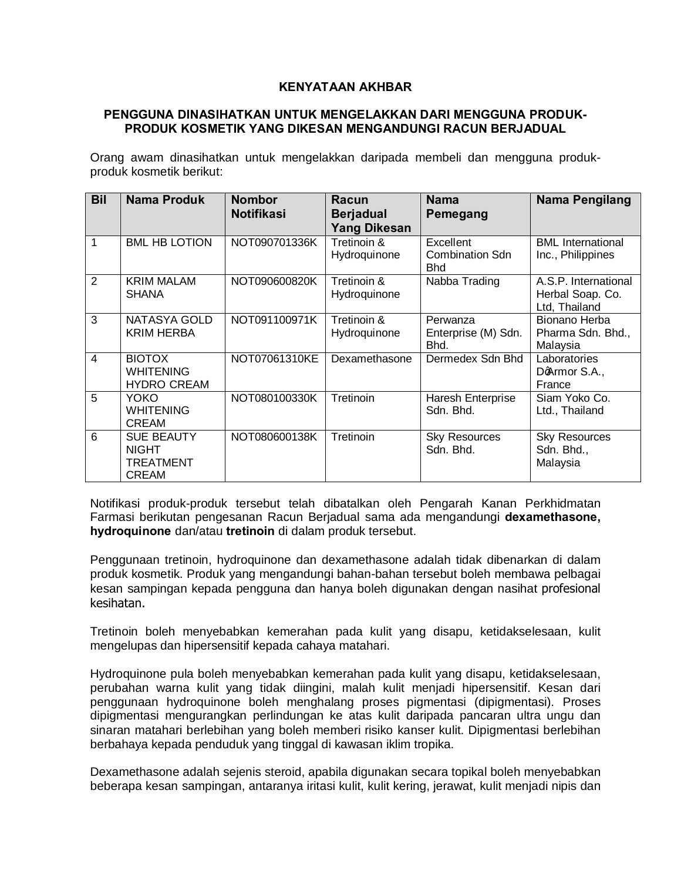**KENYATAAN AKHBAR**

**PENGGUNA DINASIHATKAN UNTUK MENGELAKKAN DARI MENGGUNA PRODUK-PRODUK KOSMETIK YANG DIKESAN MENGANDUNGI RACUN BERJADUAL**

Orang awam dinasihatkan untuk mengelakkan daripada membeli dan mengguna produk-produk kosmetik berikut:

| Bil | Nama Produk | Nombor Notifikasi | Racun Berjadual Yang Dikesan | Nama Pemegang | Nama Pengilang |
|---|---|---|---|---|---|
| 1 | BML HB LOTION | NOT090701336K | Tretinoin & Hydroquinone | Excellent Combination Sdn Bhd | BML International Inc., Philippines |
| 2 | KRIM MALAM SHANA | NOT090600820K | Tretinoin & Hydroquinone | Nabba Trading | A.S.P. International Herbal Soap. Co. Ltd, Thailand |
| 3 | NATASYA GOLD KRIM HERBA | NOT091100971K | Tretinoin & Hydroquinone | Perwanza Enterprise (M) Sdn. Bhd. | Bionano Herba Pharma Sdn. Bhd., Malaysia |
| 4 | BIOTOX WHITENING HYDRO CREAM | NOT07061310KE | Dexamethasone | Dermedex Sdn Bhd | Laboratories D�Armor S.A., France |
| 5 | YOKO WHITENING CREAM | NOT080100330K | Tretinoin | Haresh Enterprise Sdn. Bhd. | Siam Yoko Co. Ltd., Thailand |
| 6 | SUE BEAUTY NIGHT TREATMENT CREAM | NOT080600138K | Tretinoin | Sky Resources Sdn. Bhd. | Sky Resources Sdn. Bhd., Malaysia |

Notifikasi produk-produk tersebut telah dibatalkan oleh Pengarah Kanan Perkhidmatan Farmasi berikutan pengesanan Racun Berjadual sama ada mengandungi **dexamethasone, hydroquinone** dan/atau **tretinoin** di dalam produk tersebut.

Penggunaan tretinoin, hydroquinone dan dexamethasone adalah tidak dibenarkan di dalam produk kosmetik. Produk yang mengandungi bahan-bahan tersebut boleh membawa pelbagai kesan sampingan kepada pengguna dan hanya boleh digunakan dengan nasihat profesional kesihatan.

Tretinoin boleh menyebabkan kemerahan pada kulit yang disapu, ketidakselesaan, kulit mengelupas dan hipersensitif kepada cahaya matahari.

Hydroquinone pula boleh menyebabkan kemerahan pada kulit yang disapu, ketidakselesaan, perubahan warna kulit yang tidak diingini, malah kulit menjadi hipersensitif. Kesan dari penggunaan hydroquinone boleh menghalang proses pigmentasi (dipigmentasi). Proses dipigmentasi mengurangkan perlindungan ke atas kulit daripada pancaran ultra ungu dan sinaran matahari berlebihan yang boleh memberi risiko kanser kulit. Dipigmentasi berlebihan berbahaya kepada penduduk yang tinggal di kawasan iklim tropika.

Dexamethasone adalah sejenis steroid, apabila digunakan secara topikal boleh menyebabkan beberapa kesan sampingan, antaranya iritasi kulit, kulit kering, jerawat, kulit menjadi nipis dan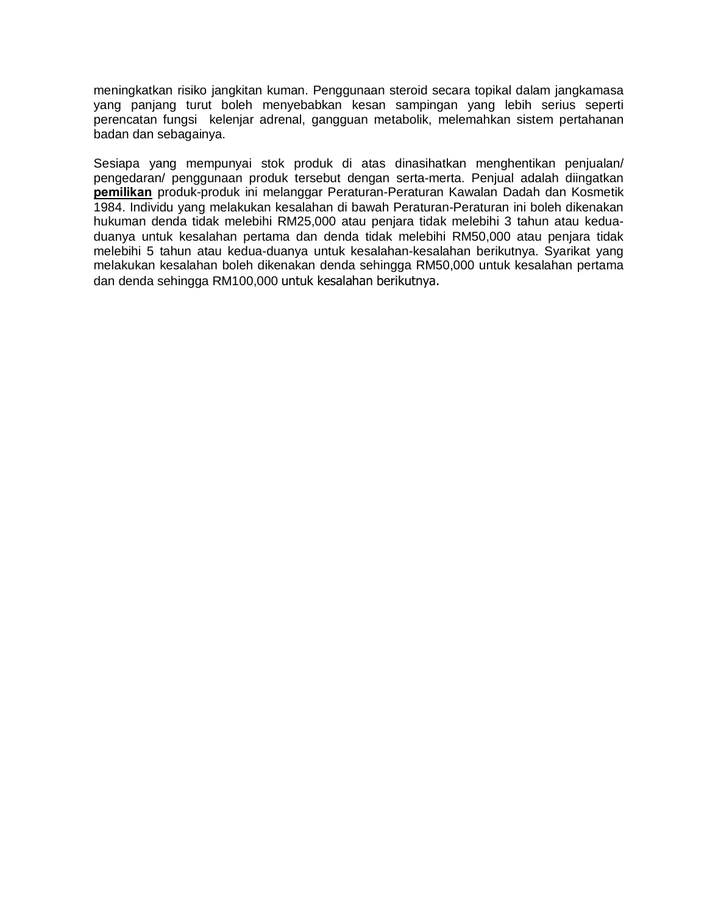meningkatkan risiko jangkitan kuman. Penggunaan steroid secara topikal dalam jangkamasa yang panjang turut boleh menyebabkan kesan sampingan yang lebih serius seperti perencatan fungsi kelenjar adrenal, gangguan metabolik, melemahkan sistem pertahanan badan dan sebagainya.

Sesiapa yang mempunyai stok produk di atas dinasihatkan menghentikan penjualan/ pengedaran/ penggunaan produk tersebut dengan serta-merta. Penjual adalah diingatkan **pemilikan** produk-produk ini melanggar Peraturan-Peraturan Kawalan Dadah dan Kosmetik 1984. Individu yang melakukan kesalahan di bawah Peraturan-Peraturan ini boleh dikenakan hukuman denda tidak melebihi RM25,000 atau penjara tidak melebihi 3 tahun atau kedua-duanya untuk kesalahan pertama dan denda tidak melebihi RM50,000 atau penjara tidak melebihi 5 tahun atau kedua-duanya untuk kesalahan-kesalahan berikutnya. Syarikat yang melakukan kesalahan boleh dikenakan denda sehingga RM50,000 untuk kesalahan pertama dan denda sehingga RM100,000 untuk kesalahan berikutnya.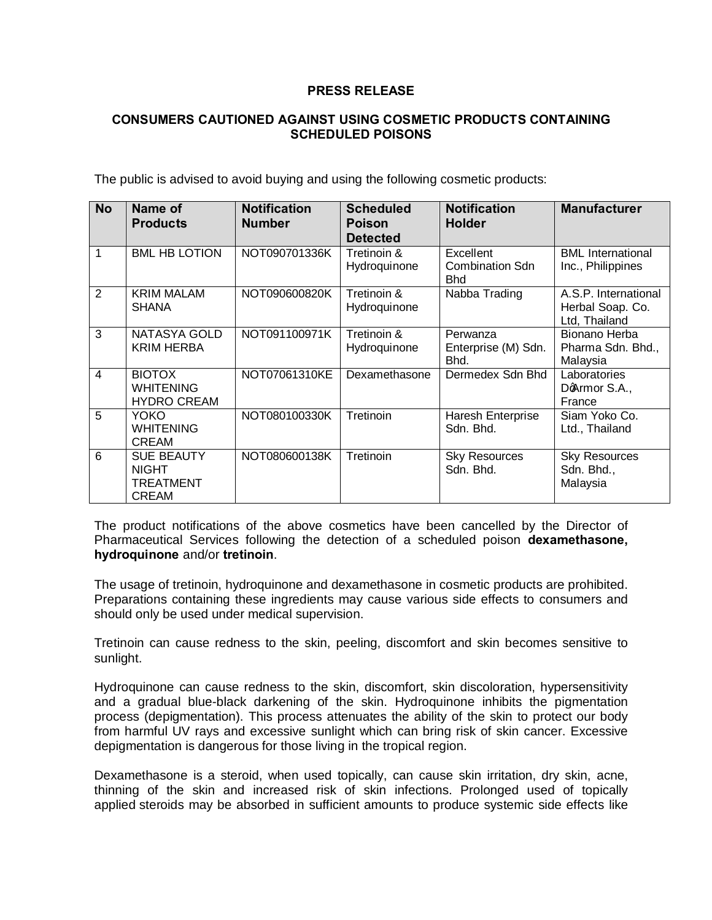**PRESS RELEASE**

**CONSUMERS CAUTIONED AGAINST USING COSMETIC PRODUCTS CONTAINING SCHEDULED POISONS**

The public is advised to avoid buying and using the following cosmetic products:

| No | Name of Products | Notification Number | Scheduled Poison Detected | Notification Holder | Manufacturer |
|---|---|---|---|---|---|
| 1 | BML HB LOTION | NOT090701336K | Tretinoin & Hydroquinone | Excellent Combination Sdn Bhd | BML International Inc., Philippines |
| 2 | KRIM MALAM SHANA | NOT090600820K | Tretinoin & Hydroquinone | Nabba Trading | A.S.P. International Herbal Soap. Co. Ltd, Thailand |
| 3 | NATASYA GOLD KRIM HERBA | NOT091100971K | Tretinoin & Hydroquinone | Perwanza Enterprise (M) Sdn. Bhd. | Bionano Herba Pharma Sdn. Bhd., Malaysia |
| 4 | BIOTOX WHITENING HYDRO CREAM | NOT07061310KE | Dexamethasone | Dermedex Sdn Bhd | Laboratories DóArmor S.A., France |
| 5 | YOKO WHITENING CREAM | NOT080100330K | Tretinoin | Haresh Enterprise Sdn. Bhd. | Siam Yoko Co. Ltd., Thailand |
| 6 | SUE BEAUTY NIGHT TREATMENT CREAM | NOT080600138K | Tretinoin | Sky Resources Sdn. Bhd. | Sky Resources Sdn. Bhd., Malaysia |

The product notifications of the above cosmetics have been cancelled by the Director of Pharmaceutical Services following the detection of a scheduled poison **dexamethasone, hydroquinone** and/or **tretinoin**.

The usage of tretinoin, hydroquinone and dexamethasone in cosmetic products are prohibited. Preparations containing these ingredients may cause various side effects to consumers and should only be used under medical supervision.

Tretinoin can cause redness to the skin, peeling, discomfort and skin becomes sensitive to sunlight.

Hydroquinone can cause redness to the skin, discomfort, skin discoloration, hypersensitivity and a gradual blue-black darkening of the skin. Hydroquinone inhibits the pigmentation process (depigmentation). This process attenuates the ability of the skin to protect our body from harmful UV rays and excessive sunlight which can bring risk of skin cancer. Excessive depigmentation is dangerous for those living in the tropical region.

Dexamethasone is a steroid, when used topically, can cause skin irritation, dry skin, acne, thinning of the skin and increased risk of skin infections. Prolonged used of topically applied steroids may be absorbed in sufficient amounts to produce systemic side effects like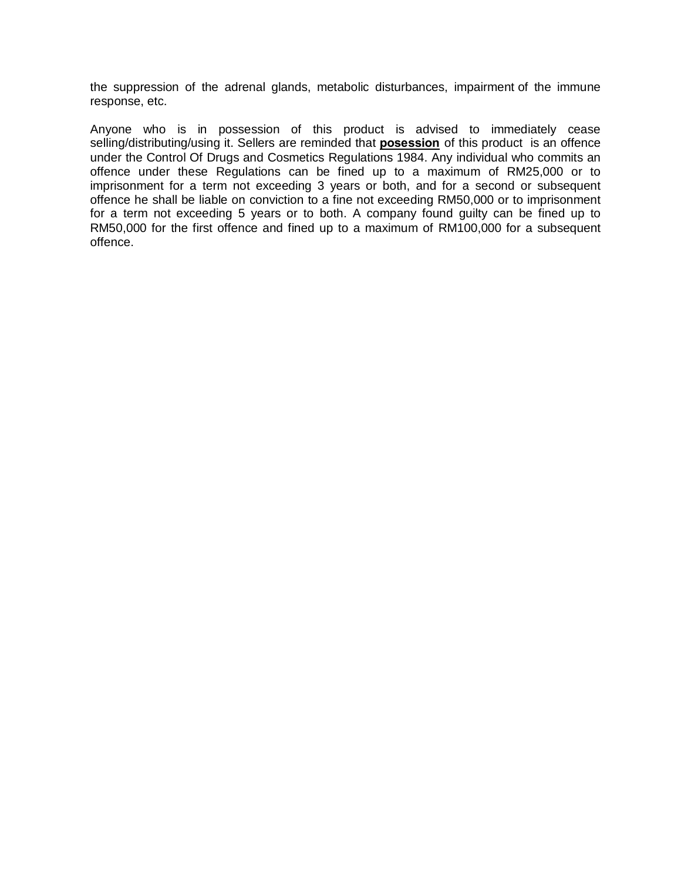the suppression of the adrenal glands, metabolic disturbances, impairment of the immune response, etc.

Anyone who is in possession of this product is advised to immediately cease selling/distributing/using it. Sellers are reminded that **posession** of this product is an offence under the Control Of Drugs and Cosmetics Regulations 1984. Any individual who commits an offence under these Regulations can be fined up to a maximum of RM25,000 or to imprisonment for a term not exceeding 3 years or both, and for a second or subsequent offence he shall be liable on conviction to a fine not exceeding RM50,000 or to imprisonment for a term not exceeding 5 years or to both. A company found guilty can be fined up to RM50,000 for the first offence and fined up to a maximum of RM100,000 for a subsequent offence.